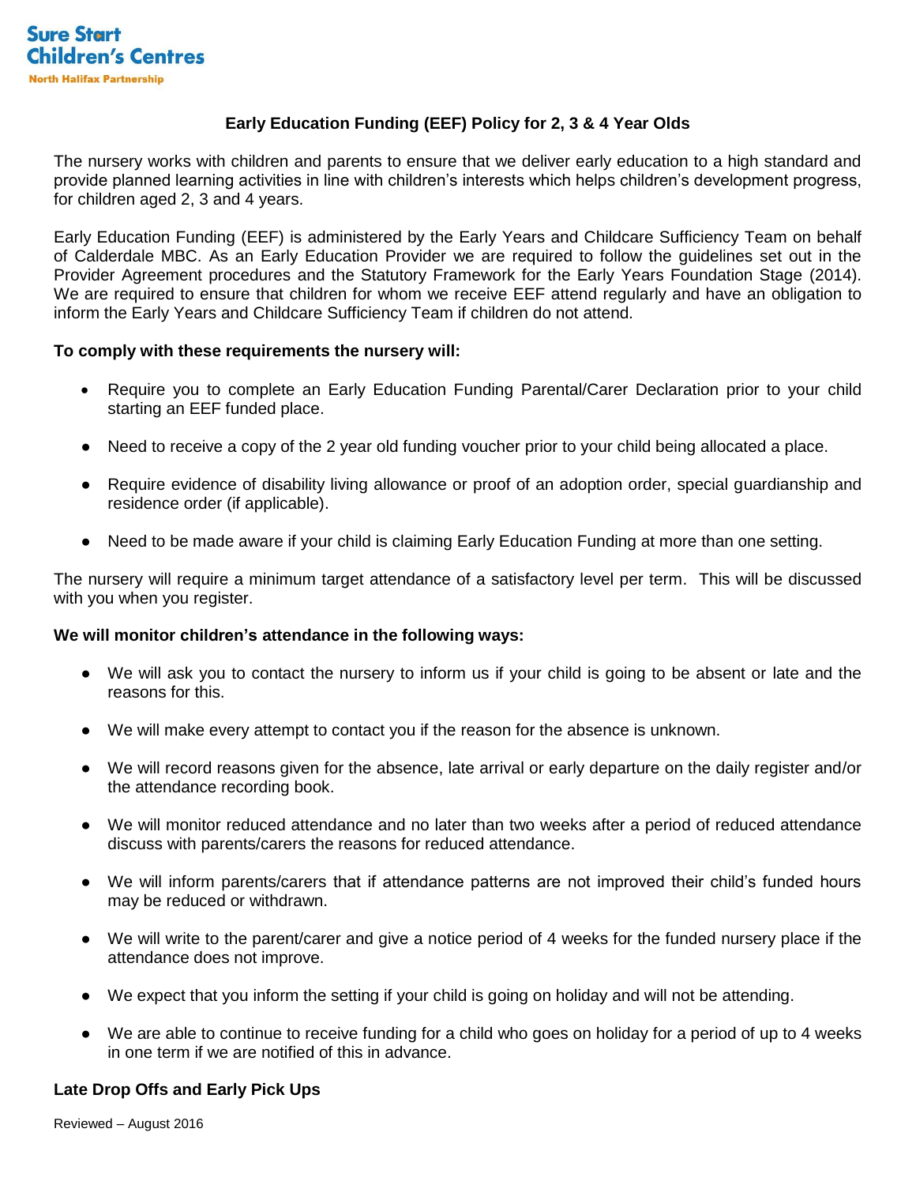Sure Start Children's Centres
North Halifax Partnership

## Early Education Funding (EEF) Policy for 2, 3 & 4 Year Olds

The nursery works with children and parents to ensure that we deliver early education to a high standard and provide planned learning activities in line with children's interests which helps children's development progress, for children aged 2, 3 and 4 years.

Early Education Funding (EEF) is administered by the Early Years and Childcare Sufficiency Team on behalf of Calderdale MBC. As an Early Education Provider we are required to follow the guidelines set out in the Provider Agreement procedures and the Statutory Framework for the Early Years Foundation Stage (2014). We are required to ensure that children for whom we receive EEF attend regularly and have an obligation to inform the Early Years and Childcare Sufficiency Team if children do not attend.

**To comply with these requirements the nursery will:**

- Require you to complete an Early Education Funding Parental/Carer Declaration prior to your child starting an EEF funded place.
- Need to receive a copy of the 2 year old funding voucher prior to your child being allocated a place.
- Require evidence of disability living allowance or proof of an adoption order, special guardianship and residence order (if applicable).
- Need to be made aware if your child is claiming Early Education Funding at more than one setting.

The nursery will require a minimum target attendance of a satisfactory level per term. This will be discussed with you when you register.

**We will monitor children's attendance in the following ways:**

- We will ask you to contact the nursery to inform us if your child is going to be absent or late and the reasons for this.
- We will make every attempt to contact you if the reason for the absence is unknown.
- We will record reasons given for the absence, late arrival or early departure on the daily register and/or the attendance recording book.
- We will monitor reduced attendance and no later than two weeks after a period of reduced attendance discuss with parents/carers the reasons for reduced attendance.
- We will inform parents/carers that if attendance patterns are not improved their child's funded hours may be reduced or withdrawn.
- We will write to the parent/carer and give a notice period of 4 weeks for the funded nursery place if the attendance does not improve.
- We expect that you inform the setting if your child is going on holiday and will not be attending.
- We are able to continue to receive funding for a child who goes on holiday for a period of up to 4 weeks in one term if we are notified of this in advance.

**Late Drop Offs and Early Pick Ups**

Reviewed – August 2016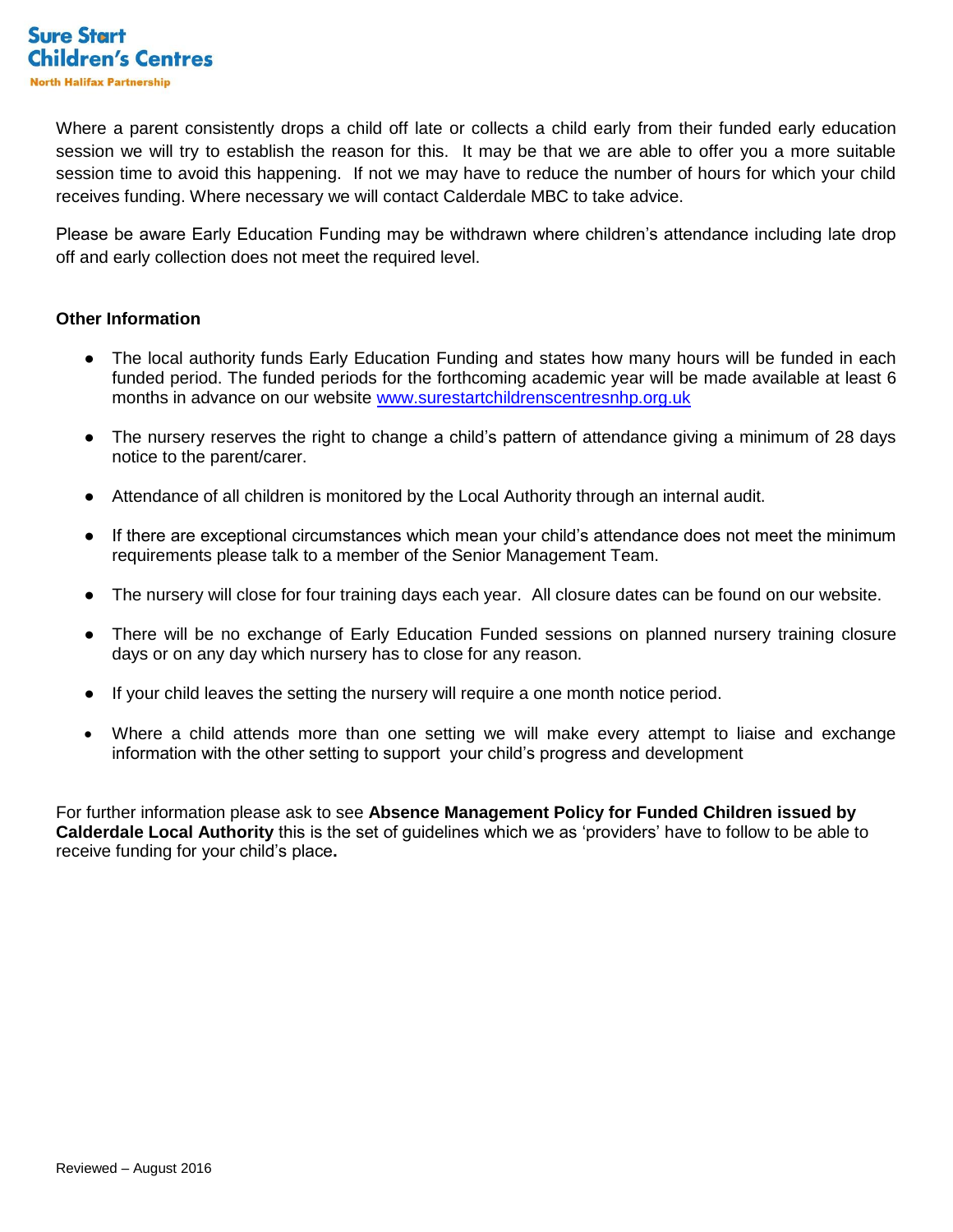Where a parent consistently drops a child off late or collects a child early from their funded early education session we will try to establish the reason for this. It may be that we are able to offer you a more suitable session time to avoid this happening. If not we may have to reduce the number of hours for which your child receives funding. Where necessary we will contact Calderdale MBC to take advice.

Please be aware Early Education Funding may be withdrawn where children's attendance including late drop off and early collection does not meet the required level.

**Other Information**

- The local authority funds Early Education Funding and states how many hours will be funded in each funded period. The funded periods for the forthcoming academic year will be made available at least 6 months in advance on our website www.surestartchildrenscentresnhp.org.uk
- The nursery reserves the right to change a child's pattern of attendance giving a minimum of 28 days notice to the parent/carer.
- Attendance of all children is monitored by the Local Authority through an internal audit.
- If there are exceptional circumstances which mean your child's attendance does not meet the minimum requirements please talk to a member of the Senior Management Team.
- The nursery will close for four training days each year. All closure dates can be found on our website.
- There will be no exchange of Early Education Funded sessions on planned nursery training closure days or on any day which nursery has to close for any reason.
- If your child leaves the setting the nursery will require a one month notice period.
- Where a child attends more than one setting we will make every attempt to liaise and exchange information with the other setting to support your child's progress and development

For further information please ask to see **Absence Management Policy for Funded Children issued by Calderdale Local Authority** this is the set of guidelines which we as 'providers' have to follow to be able to receive funding for your child's place**.**

Reviewed – August 2016